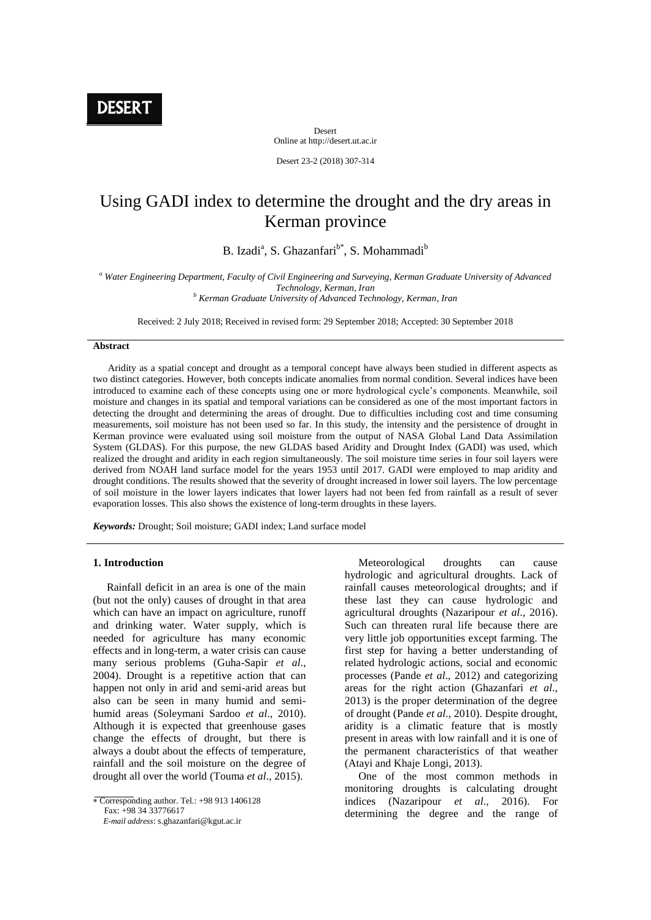# Using GADI index to determine the drought and the dry areas in Kerman province

B. Izadi[a], S. Ghazanfari[b*], S. Mohammadi[b]

[a] *Water Engineering Department, Faculty of Civil Engineering and Surveying, Kerman Graduate University of Advanced Technology, Kerman, Iran*

[b] *Kerman Graduate University of Advanced Technology, Kerman, Iran*

Received: 2 July 2018; Received in revised form: 29 September 2018; Accepted: 30 September 2018

## Abstract

Aridity as a spatial concept and drought as a temporal concept have always been studied in different aspects as two distinct categories. However, both concepts indicate anomalies from normal condition. Several indices have been introduced to examine each of these concepts using one or more hydrological cycle's components. Meanwhile, soil moisture and changes in its spatial and temporal variations can be considered as one of the most important factors in detecting the drought and determining the areas of drought. Due to difficulties including cost and time consuming measurements, soil moisture has not been used so far. In this study, the intensity and the persistence of drought in Kerman province were evaluated using soil moisture from the output of NASA Global Land Data Assimilation System (GLDAS). For this purpose, the new GLDAS based Aridity and Drought Index (GADI) was used, which realized the drought and aridity in each region simultaneously. The soil moisture time series in four soil layers were derived from NOAH land surface model for the years 1953 until 2017. GADI were employed to map aridity and drought conditions. The results showed that the severity of drought increased in lower soil layers. The low percentage of soil moisture in the lower layers indicates that lower layers had not been fed from rainfall as a result of sever evaporation losses. This also shows the existence of long-term droughts in these layers.

***Keywords:*** Drought; Soil moisture; GADI index; Land surface model

## 1. Introduction

Rainfall deficit in an area is one of the main (but not the only) causes of drought in that area which can have an impact on agriculture, runoff and drinking water. Water supply, which is needed for agriculture has many economic effects and in long-term, a water crisis can cause many serious problems (Guha-Sapir *et al*., 2004). Drought is a repetitive action that can happen not only in arid and semi-arid areas but also can be seen in many humid and semi-humid areas (Soleymani Sardoo *et al*., 2010). Although it is expected that greenhouse gases change the effects of drought, but there is always a doubt about the effects of temperature, rainfall and the soil moisture on the degree of drought all over the world (Touma *et al*., 2015).

Meteorological droughts can cause hydrologic and agricultural droughts. Lack of rainfall causes meteorological droughts; and if these last they can cause hydrologic and agricultural droughts (Nazaripour *et al*., 2016). Such can threaten rural life because there are very little job opportunities except farming. The first step for having a better understanding of related hydrologic actions, social and economic processes (Pande *et al*., 2012) and categorizing areas for the right action (Ghazanfari *et al*., 2013) is the proper determination of the degree of drought (Pande *et al*., 2010). Despite drought, aridity is a climatic feature that is mostly present in areas with low rainfall and it is one of the permanent characteristics of that weather (Atayi and Khaje Longi, 2013).

One of the most common methods in monitoring droughts is calculating drought indices (Nazaripour *et al*., 2016). For determining the degree and the range of

* Corresponding author. Tel.: +98 913 1406128
Fax: +98 34 33776617
*E-mail address*: s.ghazanfari@kgut.ac.ir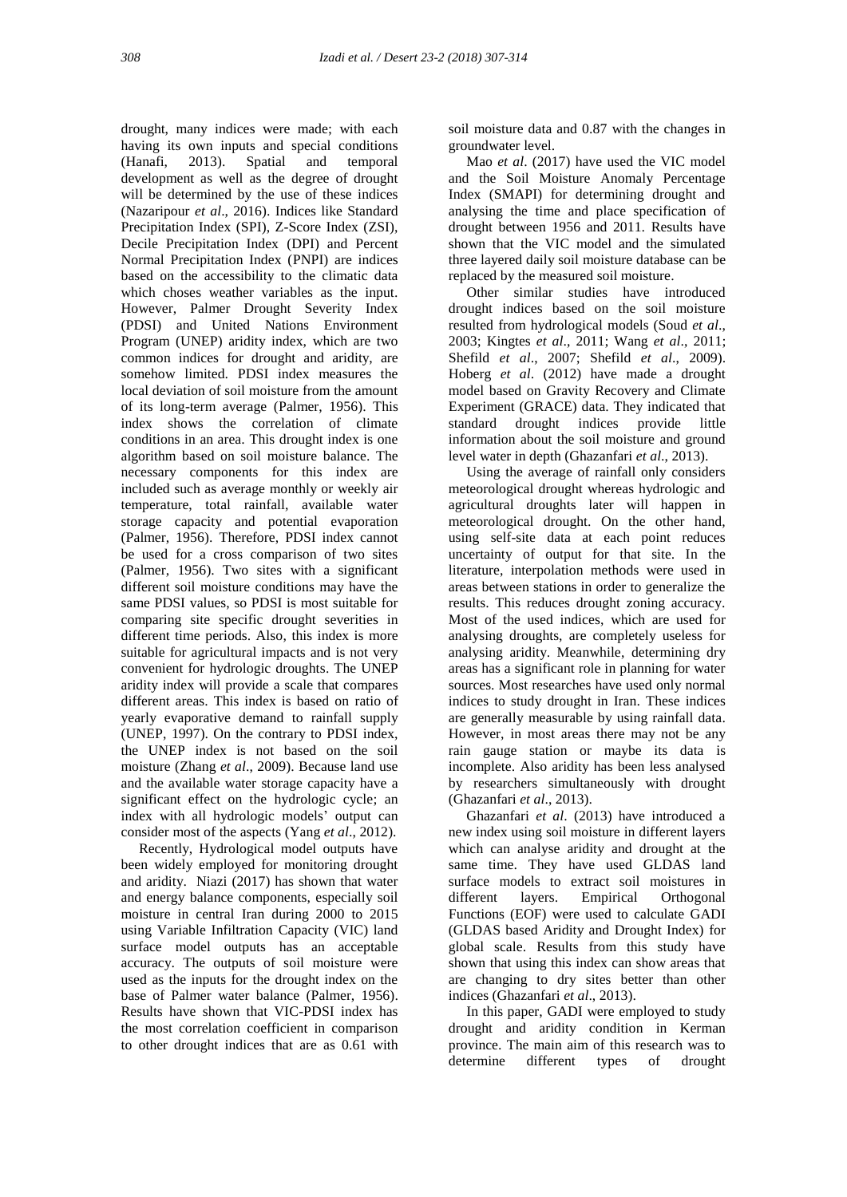drought, many indices were made; with each having its own inputs and special conditions (Hanafi, 2013). Spatial and temporal development as well as the degree of drought will be determined by the use of these indices (Nazaripour *et al*., 2016). Indices like Standard Precipitation Index (SPI), Z-Score Index (ZSI), Decile Precipitation Index (DPI) and Percent Normal Precipitation Index (PNPI) are indices based on the accessibility to the climatic data which choses weather variables as the input. However, Palmer Drought Severity Index (PDSI) and United Nations Environment Program (UNEP) aridity index, which are two common indices for drought and aridity, are somehow limited. PDSI index measures the local deviation of soil moisture from the amount of its long-term average (Palmer, 1956). This index shows the correlation of climate conditions in an area. This drought index is one algorithm based on soil moisture balance. The necessary components for this index are included such as average monthly or weekly air temperature, total rainfall, available water storage capacity and potential evaporation (Palmer, 1956). Therefore, PDSI index cannot be used for a cross comparison of two sites (Palmer, 1956). Two sites with a significant different soil moisture conditions may have the same PDSI values, so PDSI is most suitable for comparing site specific drought severities in different time periods. Also, this index is more suitable for agricultural impacts and is not very convenient for hydrologic droughts. The UNEP aridity index will provide a scale that compares different areas. This index is based on ratio of yearly evaporative demand to rainfall supply (UNEP, 1997). On the contrary to PDSI index, the UNEP index is not based on the soil moisture (Zhang *et al*., 2009). Because land use and the available water storage capacity have a significant effect on the hydrologic cycle; an index with all hydrologic models' output can consider most of the aspects (Yang *et al*., 2012).

Recently, Hydrological model outputs have been widely employed for monitoring drought and aridity. Niazi (2017) has shown that water and energy balance components, especially soil moisture in central Iran during 2000 to 2015 using Variable Infiltration Capacity (VIC) land surface model outputs has an acceptable accuracy. The outputs of soil moisture were used as the inputs for the drought index on the base of Palmer water balance (Palmer, 1956). Results have shown that VIC-PDSI index has the most correlation coefficient in comparison to other drought indices that are as 0.61 with soil moisture data and 0.87 with the changes in groundwater level.

Mao *et al*. (2017) have used the VIC model and the Soil Moisture Anomaly Percentage Index (SMAPI) for determining drought and analysing the time and place specification of drought between 1956 and 2011. Results have shown that the VIC model and the simulated three layered daily soil moisture database can be replaced by the measured soil moisture.

Other similar studies have introduced drought indices based on the soil moisture resulted from hydrological models (Soud *et al*., 2003; Kingtes *et al*., 2011; Wang *et al*., 2011; Shefild *et al*., 2007; Shefild *et al*., 2009). Hoberg *et al*. (2012) have made a drought model based on Gravity Recovery and Climate Experiment (GRACE) data. They indicated that standard drought indices provide little information about the soil moisture and ground level water in depth (Ghazanfari *et al*., 2013).

Using the average of rainfall only considers meteorological drought whereas hydrologic and agricultural droughts later will happen in meteorological drought. On the other hand, using self-site data at each point reduces uncertainty of output for that site. In the literature, interpolation methods were used in areas between stations in order to generalize the results. This reduces drought zoning accuracy. Most of the used indices, which are used for analysing droughts, are completely useless for analysing aridity. Meanwhile, determining dry areas has a significant role in planning for water sources. Most researches have used only normal indices to study drought in Iran. These indices are generally measurable by using rainfall data. However, in most areas there may not be any rain gauge station or maybe its data is incomplete. Also aridity has been less analysed by researchers simultaneously with drought (Ghazanfari *et al*., 2013).

Ghazanfari *et al*. (2013) have introduced a new index using soil moisture in different layers which can analyse aridity and drought at the same time. They have used GLDAS land surface models to extract soil moistures in different layers. Empirical Orthogonal Functions (EOF) were used to calculate GADI (GLDAS based Aridity and Drought Index) for global scale. Results from this study have shown that using this index can show areas that are changing to dry sites better than other indices (Ghazanfari *et al*., 2013).

In this paper, GADI were employed to study drought and aridity condition in Kerman province. The main aim of this research was to determine different types of drought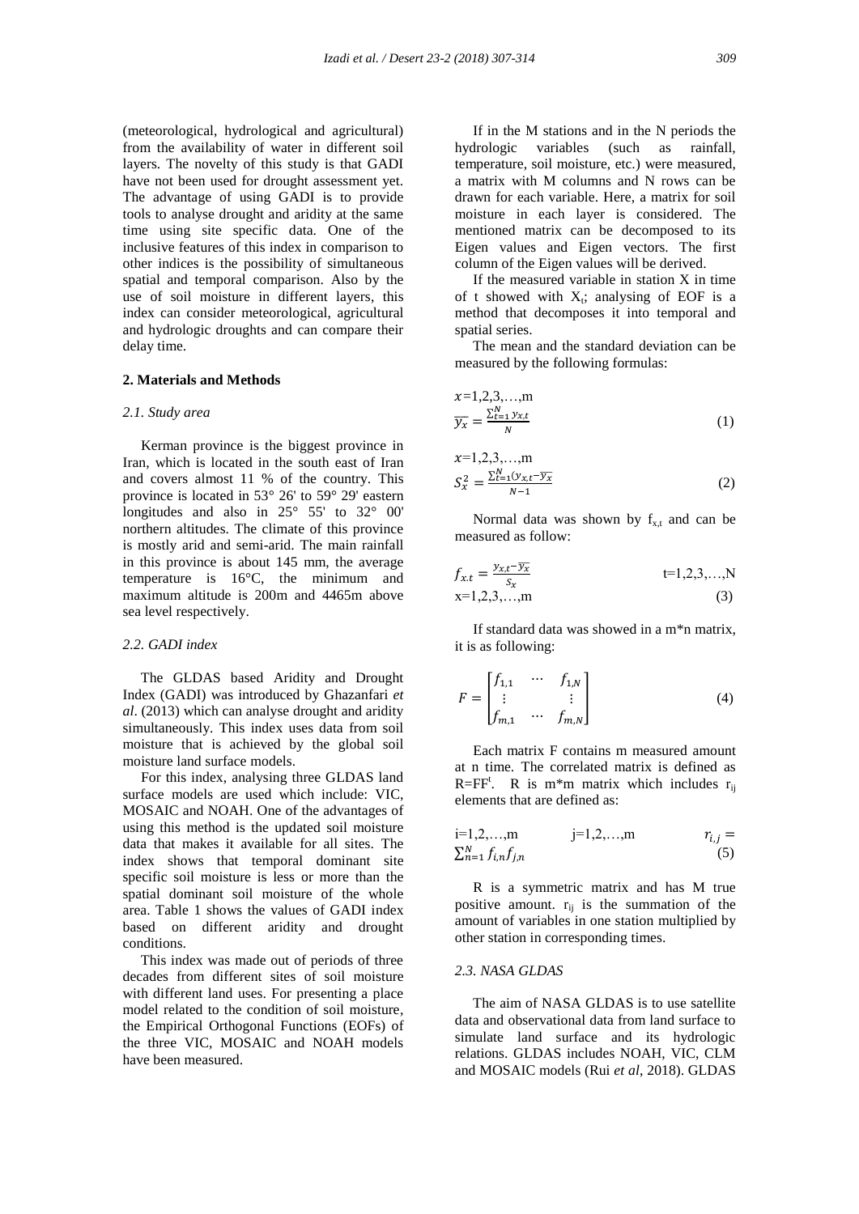(meteorological, hydrological and agricultural) from the availability of water in different soil layers. The novelty of this study is that GADI have not been used for drought assessment yet. The advantage of using GADI is to provide tools to analyse drought and aridity at the same time using site specific data. One of the inclusive features of this index in comparison to other indices is the possibility of simultaneous spatial and temporal comparison. Also by the use of soil moisture in different layers, this index can consider meteorological, agricultural and hydrologic droughts and can compare their delay time.

## 2. Materials and Methods

### *2.1. Study area*

Kerman province is the biggest province in Iran, which is located in the south east of Iran and covers almost 11 % of the country. This province is located in 53° 26' to 59° 29' eastern longitudes and also in 25° 55' to 32° 00' northern altitudes. The climate of this province is mostly arid and semi-arid. The main rainfall in this province is about 145 mm, the average temperature is 16°C, the minimum and maximum altitude is 200m and 4465m above sea level respectively.

### *2.2. GADI index*

The GLDAS based Aridity and Drought Index (GADI) was introduced by Ghazanfari *et al*. (2013) which can analyse drought and aridity simultaneously. This index uses data from soil moisture that is achieved by the global soil moisture land surface models.

For this index, analysing three GLDAS land surface models are used which include: VIC, MOSAIC and NOAH. One of the advantages of using this method is the updated soil moisture data that makes it available for all sites. The index shows that temporal dominant site specific soil moisture is less or more than the spatial dominant soil moisture of the whole area. Table 1 shows the values of GADI index based on different aridity and drought conditions.

This index was made out of periods of three decades from different sites of soil moisture with different land uses. For presenting a place model related to the condition of soil moisture, the Empirical Orthogonal Functions (EOFs) of the three VIC, MOSAIC and NOAH models have been measured.

If in the M stations and in the N periods the hydrologic variables (such as rainfall, temperature, soil moisture, etc.) were measured, a matrix with M columns and N rows can be drawn for each variable. Here, a matrix for soil moisture in each layer is considered. The mentioned matrix can be decomposed to its Eigen values and Eigen vectors. The first column of the Eigen values will be derived.

If the measured variable in station X in time of t showed with $X_t$; analysing of EOF is a method that decomposes it into temporal and spatial series.

The mean and the standard deviation can be measured by the following formulas:

$$x=1,2,3,\ldots,m \qquad \overline{y_x} = \frac{\sum_{t=1}^{N} y_{x,t}}{N} \tag{1}$$

$$x=1,2,3,\ldots,m \qquad S_x^2 = \frac{\sum_{t=1}^{N} (y_{x,t} - \overline{y_x}}{N-1} \tag{2}$$

Normal data was shown by $f_{x,t}$ and can be measured as follow:

$$f_{x.t} = \frac{y_{x,t} - \overline{y_x}}{S_x} \qquad t=1,2,3,\ldots,N \qquad x=1,2,3,\ldots,m \tag{3}$$

If standard data was showed in a m*n matrix, it is as following:

$$F = \begin{bmatrix} f_{1,1} & \cdots & f_{1,N} \\ \vdots & & \vdots \\ f_{m,1} & \cdots & f_{m,N} \end{bmatrix} \tag{4}$$

Each matrix F contains m measured amount at n time. The correlated matrix is defined as $R=FF^t$. R is m*m matrix which includes $r_{ij}$ elements that are defined as:

$$i=1,2,\ldots,m \qquad j=1,2,\ldots,m \qquad r_{i,j} = \sum_{n=1}^{N} f_{i,n} f_{j,n} \tag{5}$$

R is a symmetric matrix and has M true positive amount. $r_{ij}$ is the summation of the amount of variables in one station multiplied by other station in corresponding times.

### *2.3. NASA GLDAS*

The aim of NASA GLDAS is to use satellite data and observational data from land surface to simulate land surface and its hydrologic relations. GLDAS includes NOAH, VIC, CLM and MOSAIC models (Rui *et al*, 2018). GLDAS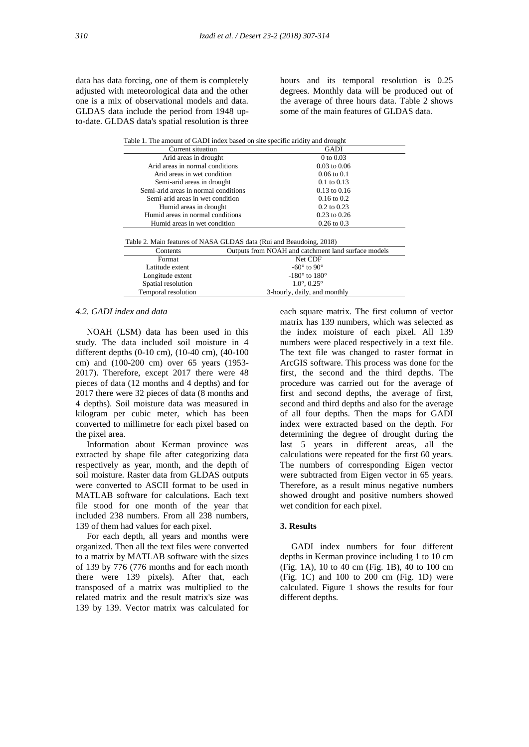data has data forcing, one of them is completely adjusted with meteorological data and the other one is a mix of observational models and data. GLDAS data include the period from 1948 up-to-date. GLDAS data's spatial resolution is three hours and its temporal resolution is 0.25 degrees. Monthly data will be produced out of the average of three hours data. Table 2 shows some of the main features of GLDAS data.

Table 1. The amount of GADI index based on site specific aridity and drought

| Current situation | GADI |
|---|---|
| Arid areas in drought | 0 to 0.03 |
| Arid areas in normal conditions | 0.03 to 0.06 |
| Arid areas in wet condition | 0.06 to 0.1 |
| Semi-arid areas in drought | 0.1 to 0.13 |
| Semi-arid areas in normal conditions | 0.13 to 0.16 |
| Semi-arid areas in wet condition | 0.16 to 0.2 |
| Humid areas in drought | 0.2 to 0.23 |
| Humid areas in normal conditions | 0.23 to 0.26 |
| Humid areas in wet condition | 0.26 to 0.3 |

Table 2. Main features of NASA GLDAS data (Rui and Beaudoing, 2018)

| Contents | Outputs from NOAH and catchment land surface models |
|---|---|
| Format | Net CDF |
| Latitude extent | -60° to 90° |
| Longitude extent | -180° to 180° |
| Spatial resolution | 1.0°, 0.25° |
| Temporal resolution | 3-hourly, daily, and monthly |

### *4.2. GADI index and data*

NOAH (LSM) data has been used in this study. The data included soil moisture in 4 different depths (0-10 cm), (10-40 cm), (40-100 cm) and (100-200 cm) over 65 years (1953-2017). Therefore, except 2017 there were 48 pieces of data (12 months and 4 depths) and for 2017 there were 32 pieces of data (8 months and 4 depths). Soil moisture data was measured in kilogram per cubic meter, which has been converted to millimetre for each pixel based on the pixel area.

Information about Kerman province was extracted by shape file after categorizing data respectively as year, month, and the depth of soil moisture. Raster data from GLDAS outputs were converted to ASCII format to be used in MATLAB software for calculations. Each text file stood for one month of the year that included 238 numbers. From all 238 numbers, 139 of them had values for each pixel.

For each depth, all years and months were organized. Then all the text files were converted to a matrix by MATLAB software with the sizes of 139 by 776 (776 months and for each month there were 139 pixels). After that, each transposed of a matrix was multiplied to the related matrix and the result matrix's size was 139 by 139. Vector matrix was calculated for each square matrix. The first column of vector matrix has 139 numbers, which was selected as the index moisture of each pixel. All 139 numbers were placed respectively in a text file. The text file was changed to raster format in ArcGIS software. This process was done for the first, the second and the third depths. The procedure was carried out for the average of first and second depths, the average of first, second and third depths and also for the average of all four depths. Then the maps for GADI index were extracted based on the depth. For determining the degree of drought during the last 5 years in different areas, all the calculations were repeated for the first 60 years. The numbers of corresponding Eigen vector were subtracted from Eigen vector in 65 years. Therefore, as a result minus negative numbers showed drought and positive numbers showed wet condition for each pixel.

## 3. Results

GADI index numbers for four different depths in Kerman province including 1 to 10 cm (Fig. 1A), 10 to 40 cm (Fig. 1B), 40 to 100 cm (Fig. 1C) and 100 to 200 cm (Fig. 1D) were calculated. Figure 1 shows the results for four different depths.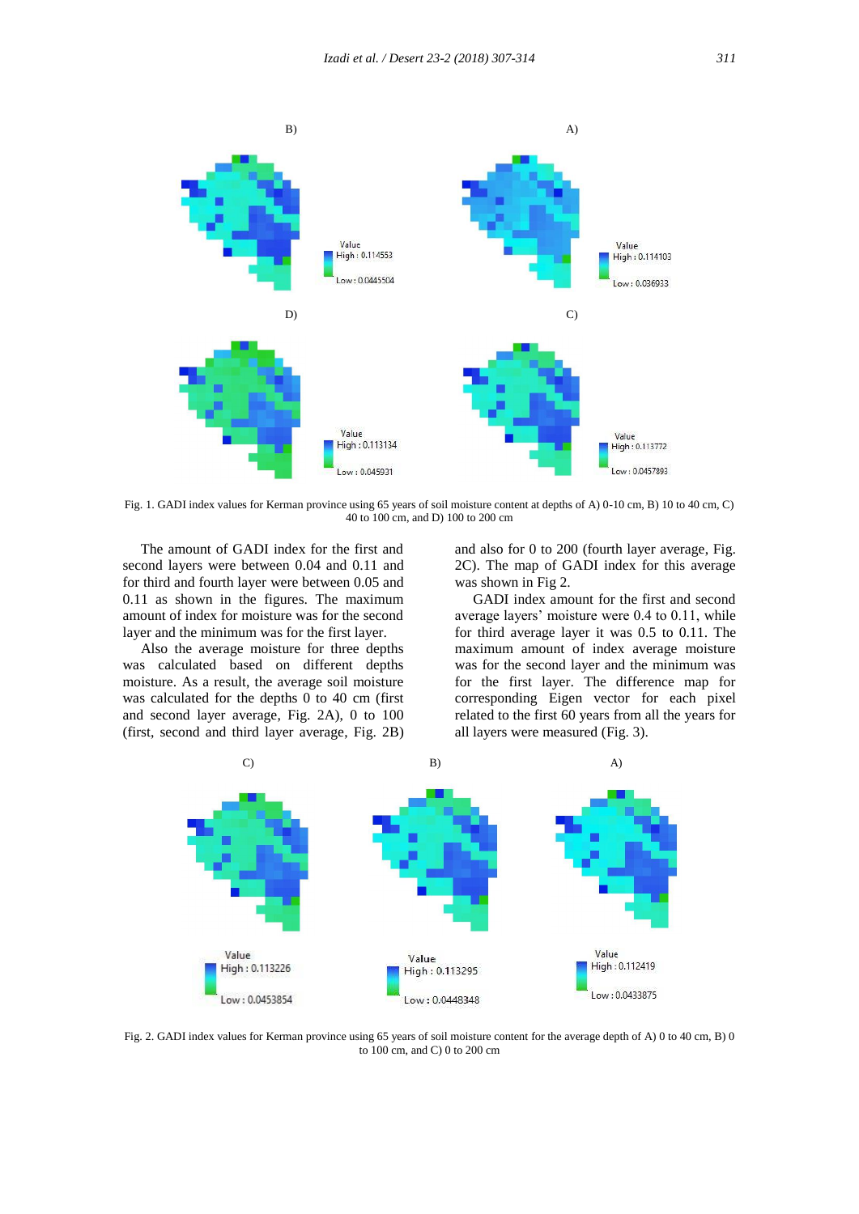Fig. 1. GADI index values for Kerman province using 65 years of soil moisture content at depths of A) 0-10 cm, B) 10 to 40 cm, C) 40 to 100 cm, and D) 100 to 200 cm

The amount of GADI index for the first and second layers were between 0.04 and 0.11 and for third and fourth layer were between 0.05 and 0.11 as shown in the figures. The maximum amount of index for moisture was for the second layer and the minimum was for the first layer.

Also the average moisture for three depths was calculated based on different depths moisture. As a result, the average soil moisture was calculated for the depths 0 to 40 cm (first and second layer average, Fig. 2A), 0 to 100 (first, second and third layer average, Fig. 2B) and also for 0 to 200 (fourth layer average, Fig. 2C). The map of GADI index for this average was shown in Fig 2.

GADI index amount for the first and second average layers' moisture were 0.4 to 0.11, while for third average layer it was 0.5 to 0.11. The maximum amount of index average moisture was for the second layer and the minimum was for the first layer. The difference map for corresponding Eigen vector for each pixel related to the first 60 years from all the years for all layers were measured (Fig. 3).

Fig. 2. GADI index values for Kerman province using 65 years of soil moisture content for the average depth of A) 0 to 40 cm, B) 0 to 100 cm, and C) 0 to 200 cm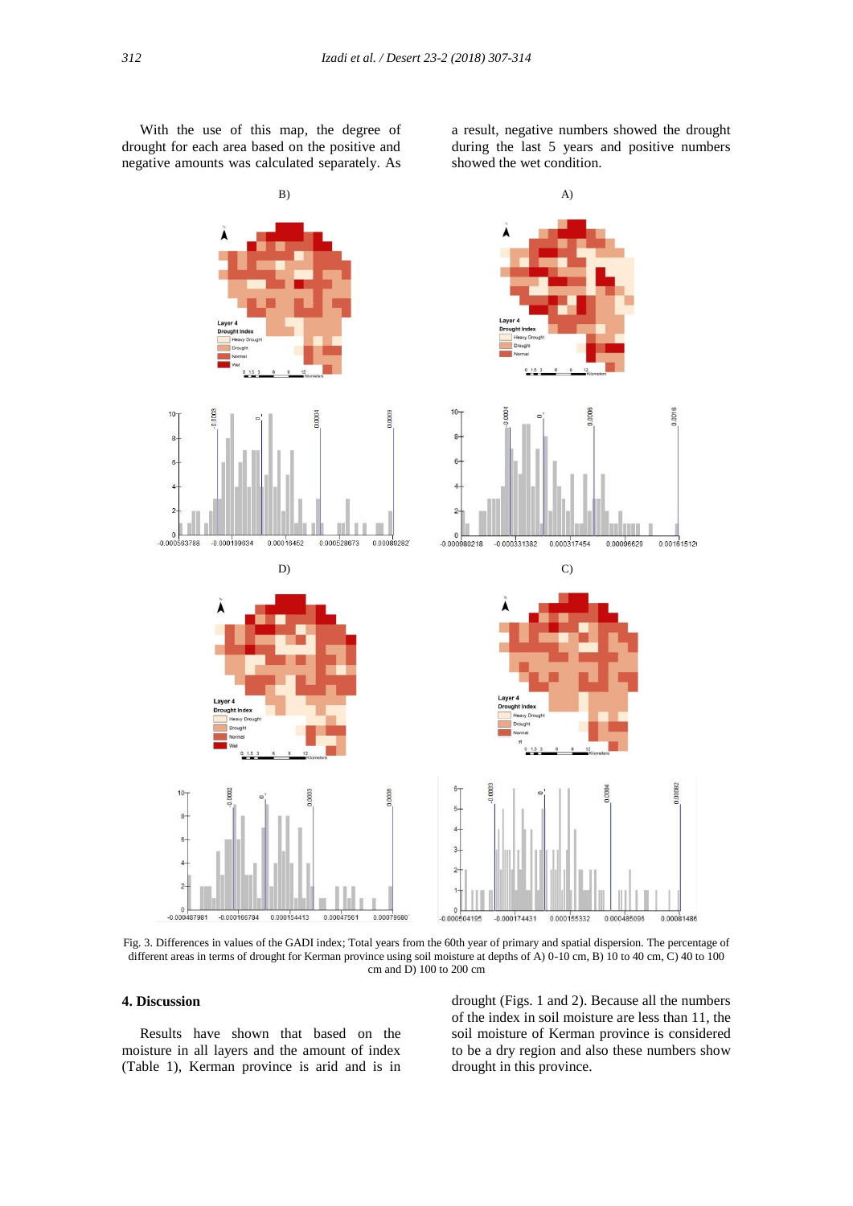With the use of this map, the degree of drought for each area based on the positive and negative amounts was calculated separately. As a result, negative numbers showed the drought during the last 5 years and positive numbers showed the wet condition.

Fig. 3. Differences in values of the GADI index; Total years from the 60th year of primary and spatial dispersion. The percentage of different areas in terms of drought for Kerman province using soil moisture at depths of A) 0-10 cm, B) 10 to 40 cm, C) 40 to 100 cm and D) 100 to 200 cm

## 4. Discussion

Results have shown that based on the moisture in all layers and the amount of index (Table 1), Kerman province is arid and is in drought (Figs. 1 and 2). Because all the numbers of the index in soil moisture are less than 11, the soil moisture of Kerman province is considered to be a dry region and also these numbers show drought in this province.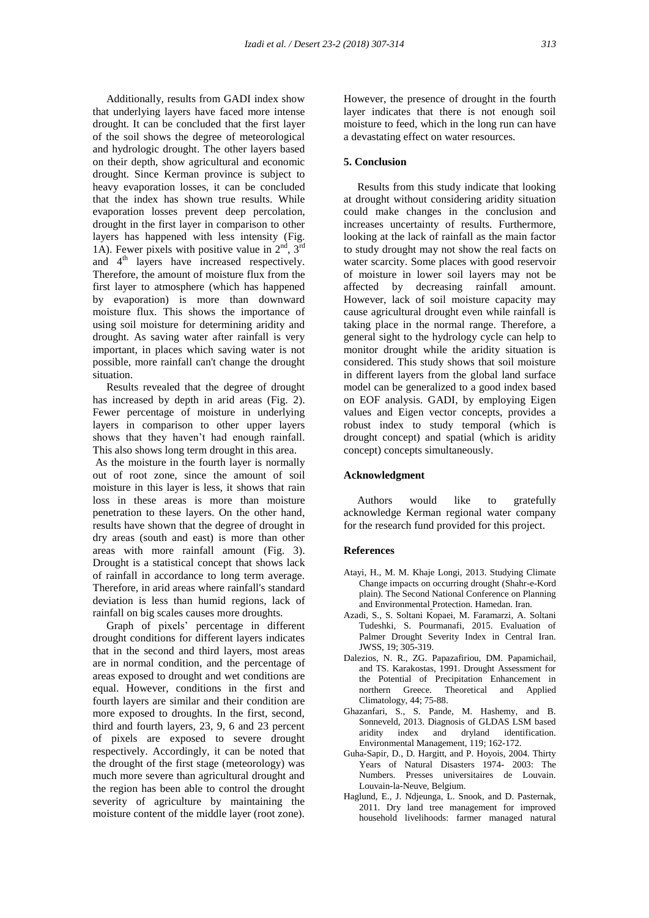Additionally, results from GADI index show that underlying layers have faced more intense drought. It can be concluded that the first layer of the soil shows the degree of meteorological and hydrologic drought. The other layers based on their depth, show agricultural and economic drought. Since Kerman province is subject to heavy evaporation losses, it can be concluded that the index has shown true results. While evaporation losses prevent deep percolation, drought in the first layer in comparison to other layers has happened with less intensity (Fig. 1A). Fewer pixels with positive value in 2nd, 3rd and 4th layers have increased respectively. Therefore, the amount of moisture flux from the first layer to atmosphere (which has happened by evaporation) is more than downward moisture flux. This shows the importance of using soil moisture for determining aridity and drought. As saving water after rainfall is very important, in places which saving water is not possible, more rainfall can't change the drought situation.

Results revealed that the degree of drought has increased by depth in arid areas (Fig. 2). Fewer percentage of moisture in underlying layers in comparison to other upper layers shows that they haven't had enough rainfall. This also shows long term drought in this area.

As the moisture in the fourth layer is normally out of root zone, since the amount of soil moisture in this layer is less, it shows that rain loss in these areas is more than moisture penetration to these layers. On the other hand, results have shown that the degree of drought in dry areas (south and east) is more than other areas with more rainfall amount (Fig. 3). Drought is a statistical concept that shows lack of rainfall in accordance to long term average. Therefore, in arid areas where rainfall's standard deviation is less than humid regions, lack of rainfall on big scales causes more droughts.

Graph of pixels' percentage in different drought conditions for different layers indicates that in the second and third layers, most areas are in normal condition, and the percentage of areas exposed to drought and wet conditions are equal. However, conditions in the first and fourth layers are similar and their condition are more exposed to droughts. In the first, second, third and fourth layers, 23, 9, 6 and 23 percent of pixels are exposed to severe drought respectively. Accordingly, it can be noted that the drought of the first stage (meteorology) was much more severe than agricultural drought and the region has been able to control the drought severity of agriculture by maintaining the moisture content of the middle layer (root zone). However, the presence of drought in the fourth layer indicates that there is not enough soil moisture to feed, which in the long run can have a devastating effect on water resources.

## 5. Conclusion

Results from this study indicate that looking at drought without considering aridity situation could make changes in the conclusion and increases uncertainty of results. Furthermore, looking at the lack of rainfall as the main factor to study drought may not show the real facts on water scarcity. Some places with good reservoir of moisture in lower soil layers may not be affected by decreasing rainfall amount. However, lack of soil moisture capacity may cause agricultural drought even while rainfall is taking place in the normal range. Therefore, a general sight to the hydrology cycle can help to monitor drought while the aridity situation is considered. This study shows that soil moisture in different layers from the global land surface model can be generalized to a good index based on EOF analysis. GADI, by employing Eigen values and Eigen vector concepts, provides a robust index to study temporal (which is drought concept) and spatial (which is aridity concept) concepts simultaneously.

## Acknowledgment

Authors would like to gratefully acknowledge Kerman regional water company for the research fund provided for this project.

## References

Atayi, H., M. M. Khaje Longi, 2013. Studying Climate Change impacts on occurring drought (Shahr-e-Kord plain). The Second National Conference on Planning and Environmental Protection. Hamedan. Iran.

Azadi, S., S. Soltani Kopaei, M. Faramarzi, A. Soltani Tudeshki, S. Pourmanafi, 2015. Evaluation of Palmer Drought Severity Index in Central Iran. JWSS, 19; 305-319.

Dalezios, N. R., ZG. Papazafiriou, DM. Papamichail, and TS. Karakostas, 1991. Drought Assessment for the Potential of Precipitation Enhancement in northern Greece. Theoretical and Applied Climatology, 44; 75-88.

Ghazanfari, S., S. Pande, M. Hashemy, and B. Sonneveld, 2013. Diagnosis of GLDAS LSM based aridity index and dryland identification. Environmental Management, 119; 162-172.

Guha-Sapir, D., D. Hargitt, and P. Hoyois, 2004. Thirty Years of Natural Disasters 1974- 2003: The Numbers. Presses universitaires de Louvain. Louvain-la-Neuve, Belgium.

Haglund, E., J. Ndjeunga, L. Snook, and D. Pasternak, 2011. Dry land tree management for improved household livelihoods: farmer managed natural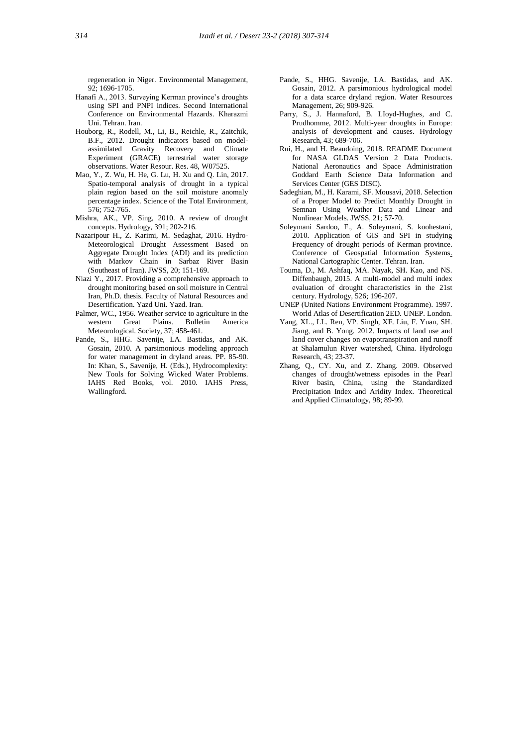regeneration in Niger. Environmental Management, 92; 1696-1705.

Hanafi A., 2013. Surveying Kerman province's droughts using SPI and PNPI indices. Second International Conference on Environmental Hazards. Kharazmi Uni. Tehran. Iran.

Houborg, R., Rodell, M., Li, B., Reichle, R., Zaitchik, B.F., 2012. Drought indicators based on model-assimilated Gravity Recovery and Climate Experiment (GRACE) terrestrial water storage observations. Water Resour. Res. 48, W07525.

Mao, Y., Z. Wu, H. He, G. Lu, H. Xu and Q. Lin, 2017. Spatio-temporal analysis of drought in a typical plain region based on the soil moisture anomaly percentage index. Science of the Total Environment, 576; 752-765.

Mishra, AK., VP. Sing, 2010. A review of drought concepts. Hydrology, 391; 202-216.

Nazaripour H., Z. Karimi, M. Sedaghat, 2016. Hydro-Meteorological Drought Assessment Based on Aggregate Drought Index (ADI) and its prediction with Markov Chain in Sarbaz River Basin (Southeast of Iran). JWSS, 20; 151-169.

Niazi Y., 2017. Providing a comprehensive approach to drought monitoring based on soil moisture in Central Iran, Ph.D. thesis. Faculty of Natural Resources and Desertification. Yazd Uni. Yazd. Iran.

Palmer, WC., 1956. Weather service to agriculture in the western Great Plains. Bulletin America Meteorological. Society, 37; 458-461.

Pande, S., HHG. Savenije, LA. Bastidas, and AK. Gosain, 2010. A parsimonious modeling approach for water management in dryland areas. PP. 85-90. In: Khan, S., Savenije, H. (Eds.), Hydrocomplexity: New Tools for Solving Wicked Water Problems. IAHS Red Books, vol. 2010. IAHS Press, Wallingford.

Pande, S., HHG. Savenije, LA. Bastidas, and AK. Gosain, 2012. A parsimonious hydrological model for a data scarce dryland region. Water Resources Management, 26; 909-926.

Parry, S., J. Hannaford, B. LIoyd-Hughes, and C. Prudhomme, 2012. Multi-year droughts in Europe: analysis of development and causes. Hydrology Research, 43; 689-706.

Rui, H., and H. Beaudoing, 2018. README Document for NASA GLDAS Version 2 Data Products. National Aeronautics and Space Administration Goddard Earth Science Data Information and Services Center (GES DISC).

Sadeghian, M., H. Karami, SF. Mousavi, 2018. Selection of a Proper Model to Predict Monthly Drought in Semnan Using Weather Data and Linear and Nonlinear Models. JWSS, 21; 57-70.

Soleymani Sardoo, F., A. Soleymani, S. koohestani, 2010. Application of GIS and SPI in studying Frequency of drought periods of Kerman province. Conference of Geospatial Information Systems. National Cartographic Center. Tehran. Iran.

Touma, D., M. Ashfaq, MA. Nayak, SH. Kao, and NS. Diffenbaugh, 2015. A multi-model and multi index evaluation of drought characteristics in the 21st century. Hydrology, 526; 196-207.

UNEP (United Nations Environment Programme). 1997. World Atlas of Desertification 2ED. UNEP. London.

Yang, XL., LL. Ren, VP. Singh, XF. Liu, F. Yuan, SH. Jiang, and B. Yong. 2012. Impacts of land use and land cover changes on evapotranspiration and runoff at Shalamulun River watershed, China. Hydrologu Research, 43; 23-37.

Zhang, Q., CY. Xu, and Z. Zhang. 2009. Observed changes of drought/wetness episodes in the Pearl River basin, China, using the Standardized Precipitation Index and Aridity Index. Theoretical and Applied Climatology, 98; 89-99.